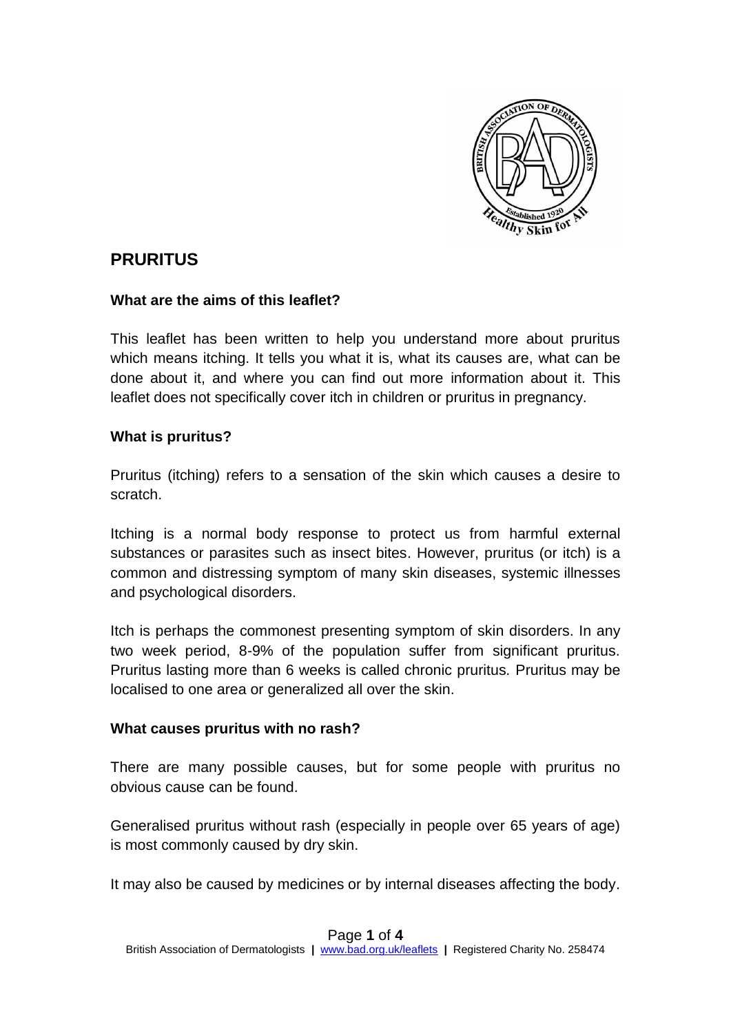# PRURITUS

### What are the aims of this leaflet?

This leaflet has been written to help you understand more about pruritus which means itching. It tells you what it is, what its causes are, what can be done about it, and where you can find out more information about it. This leaflet does not specifically cover itch in children or pruritus in pregnancy.

### What is pruritus?

Pruritus (itching) refers to a sensation of the skin which causes a desire to scratch.

Itching is a normal body response to protect us from harmful external substances or parasites such as insect bites. However, pruritus (or itch) is a common and distressing symptom of many skin diseases, systemic illnesses and psychological disorders.

Itch is perhaps the commonest presenting symptom of skin disorders. In any two week period, 8-9% of the population suffer from significant pruritus. Pruritus lasting more than 6 weeks is called chronic pruritus. Pruritus may be localised to one area or generalized all over the skin.

### What causes pruritus with no rash?

There are many possible causes, but for some people with pruritus no obvious cause can be found.

Generalised pruritus without rash (especially in people over 65 years of age) is most commonly caused by dry skin.

It may also be caused by medicines or by internal diseases affecting the body.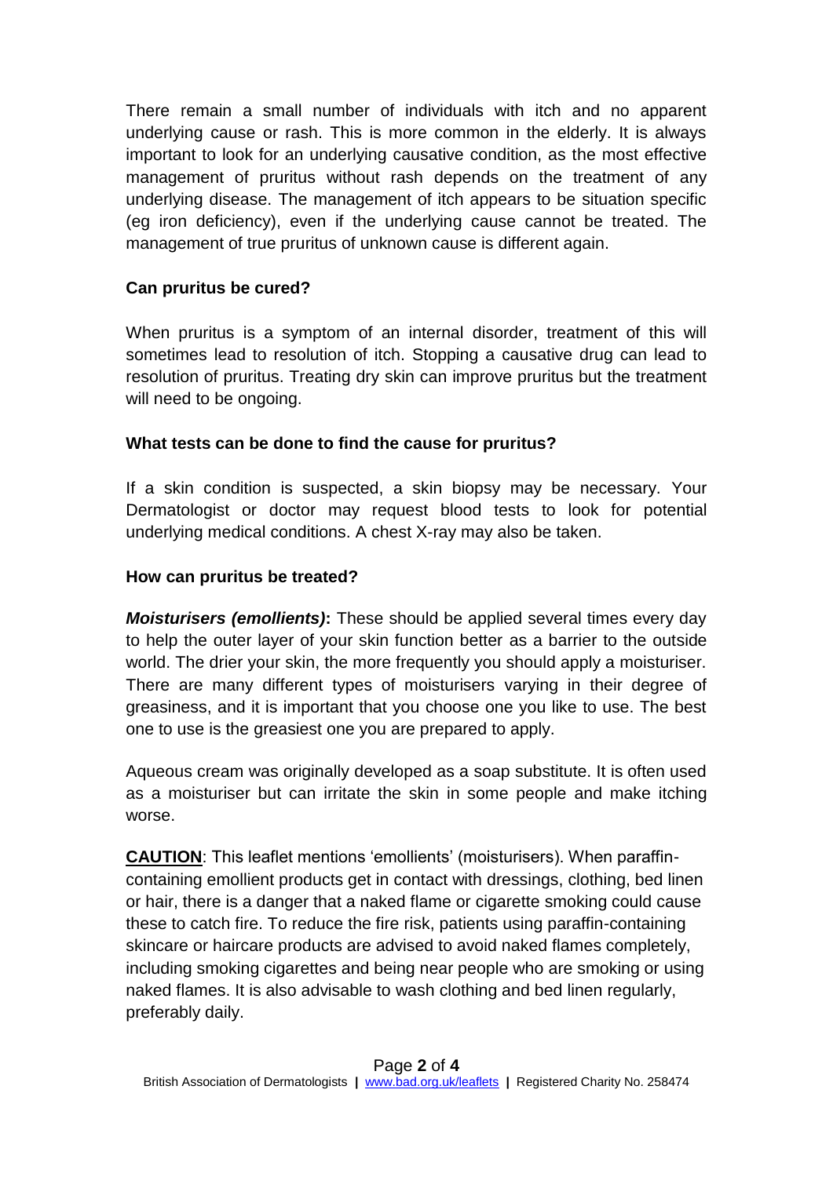There remain a small number of individuals with itch and no apparent underlying cause or rash. This is more common in the elderly. It is always important to look for an underlying causative condition, as the most effective management of pruritus without rash depends on the treatment of any underlying disease. The management of itch appears to be situation specific (eg iron deficiency), even if the underlying cause cannot be treated. The management of true pruritus of unknown cause is different again.

**Can pruritus be cured?**

When pruritus is a symptom of an internal disorder, treatment of this will sometimes lead to resolution of itch. Stopping a causative drug can lead to resolution of pruritus. Treating dry skin can improve pruritus but the treatment will need to be ongoing.

**What tests can be done to find the cause for pruritus?**

If a skin condition is suspected, a skin biopsy may be necessary. Your Dermatologist or doctor may request blood tests to look for potential underlying medical conditions. A chest X-ray may also be taken.

**How can pruritus be treated?**

***Moisturisers (emollients)*:** These should be applied several times every day to help the outer layer of your skin function better as a barrier to the outside world. The drier your skin, the more frequently you should apply a moisturiser. There are many different types of moisturisers varying in their degree of greasiness, and it is important that you choose one you like to use. The best one to use is the greasiest one you are prepared to apply.

Aqueous cream was originally developed as a soap substitute. It is often used as a moisturiser but can irritate the skin in some people and make itching worse.

**CAUTION**: This leaflet mentions 'emollients' (moisturisers). When paraffin-containing emollient products get in contact with dressings, clothing, bed linen or hair, there is a danger that a naked flame or cigarette smoking could cause these to catch fire. To reduce the fire risk, patients using paraffin-containing skincare or haircare products are advised to avoid naked flames completely, including smoking cigarettes and being near people who are smoking or using naked flames. It is also advisable to wash clothing and bed linen regularly, preferably daily.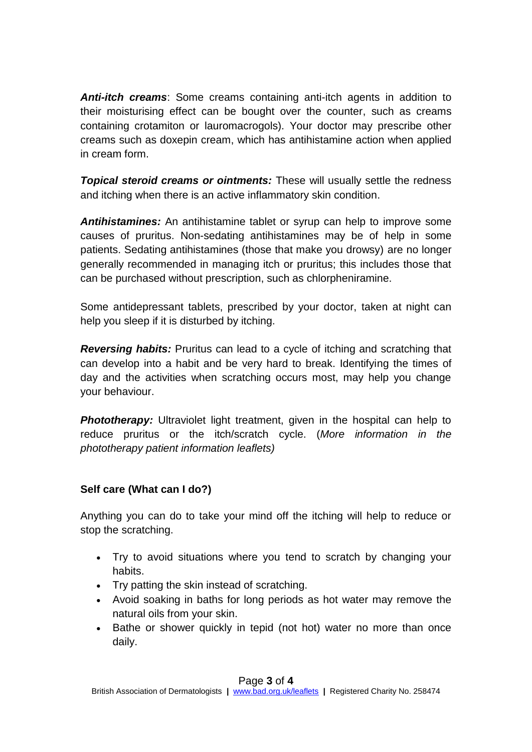***Anti-itch creams***: Some creams containing anti-itch agents in addition to their moisturising effect can be bought over the counter, such as creams containing crotamiton or lauromacrogols). Your doctor may prescribe other creams such as doxepin cream, which has antihistamine action when applied in cream form.

***Topical steroid creams or ointments:*** These will usually settle the redness and itching when there is an active inflammatory skin condition.

***Antihistamines:*** An antihistamine tablet or syrup can help to improve some causes of pruritus. Non-sedating antihistamines may be of help in some patients. Sedating antihistamines (those that make you drowsy) are no longer generally recommended in managing itch or pruritus; this includes those that can be purchased without prescription, such as chlorpheniramine.

Some antidepressant tablets, prescribed by your doctor, taken at night can help you sleep if it is disturbed by itching.

***Reversing habits:*** Pruritus can lead to a cycle of itching and scratching that can develop into a habit and be very hard to break. Identifying the times of day and the activities when scratching occurs most, may help you change your behaviour.

***Phototherapy:*** Ultraviolet light treatment, given in the hospital can help to reduce pruritus or the itch/scratch cycle. (*More information in the phototherapy patient information leaflets)*

**Self care (What can I do?)**

Anything you can do to take your mind off the itching will help to reduce or stop the scratching.

- Try to avoid situations where you tend to scratch by changing your habits.
- Try patting the skin instead of scratching.
- Avoid soaking in baths for long periods as hot water may remove the natural oils from your skin.
- Bathe or shower quickly in tepid (not hot) water no more than once daily.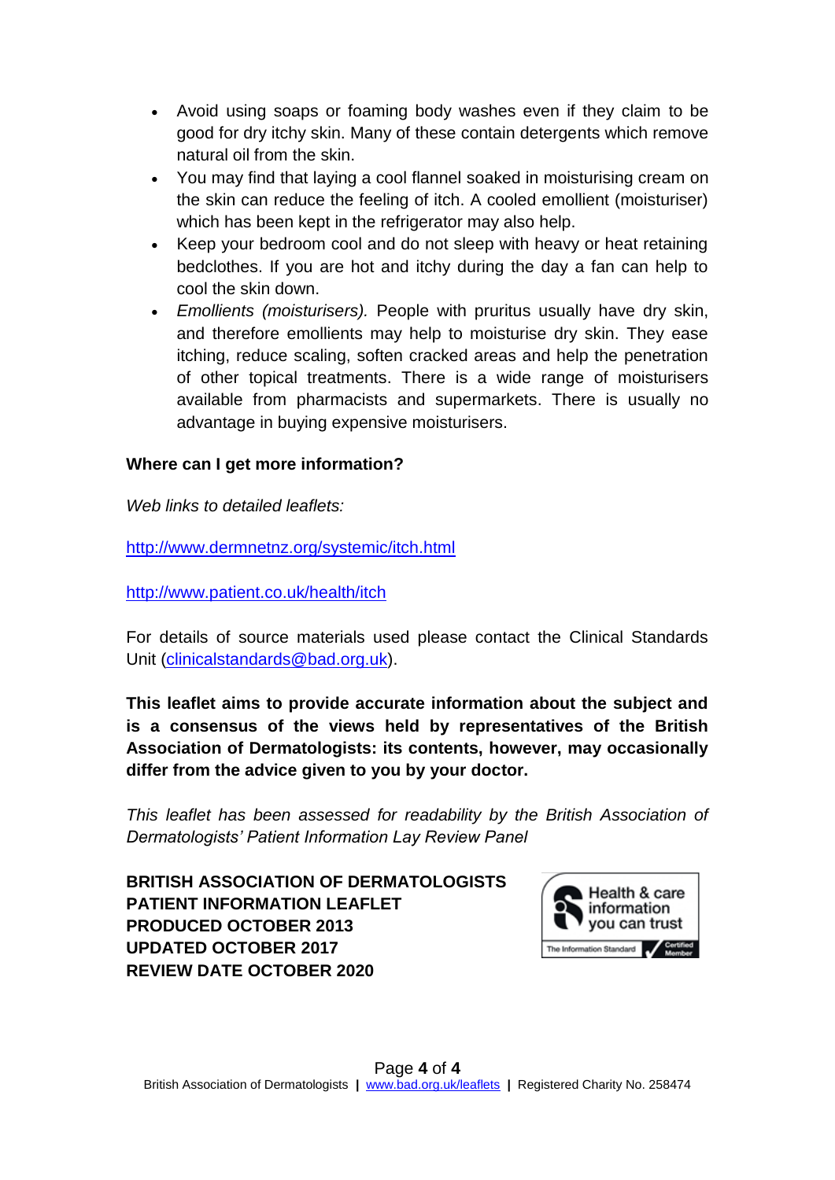- Avoid using soaps or foaming body washes even if they claim to be good for dry itchy skin. Many of these contain detergents which remove natural oil from the skin.
- You may find that laying a cool flannel soaked in moisturising cream on the skin can reduce the feeling of itch. A cooled emollient (moisturiser) which has been kept in the refrigerator may also help.
- Keep your bedroom cool and do not sleep with heavy or heat retaining bedclothes. If you are hot and itchy during the day a fan can help to cool the skin down.
- *Emollients (moisturisers).* People with pruritus usually have dry skin, and therefore emollients may help to moisturise dry skin. They ease itching, reduce scaling, soften cracked areas and help the penetration of other topical treatments. There is a wide range of moisturisers available from pharmacists and supermarkets. There is usually no advantage in buying expensive moisturisers.

**Where can I get more information?**

*Web links to detailed leaflets:*

http://www.dermnetnz.org/systemic/itch.html

http://www.patient.co.uk/health/itch

For details of source materials used please contact the Clinical Standards Unit (clinicalstandards@bad.org.uk).

**This leaflet aims to provide accurate information about the subject and is a consensus of the views held by representatives of the British Association of Dermatologists: its contents, however, may occasionally differ from the advice given to you by your doctor.**

*This leaflet has been assessed for readability by the British Association of Dermatologists' Patient Information Lay Review Panel*

**BRITISH ASSOCIATION OF DERMATOLOGISTS**
**PATIENT INFORMATION LEAFLET**
**PRODUCED OCTOBER 2013**
**UPDATED OCTOBER 2017**
**REVIEW DATE OCTOBER 2020**

Health & care information you can trust
The Information Standard — Certified Member